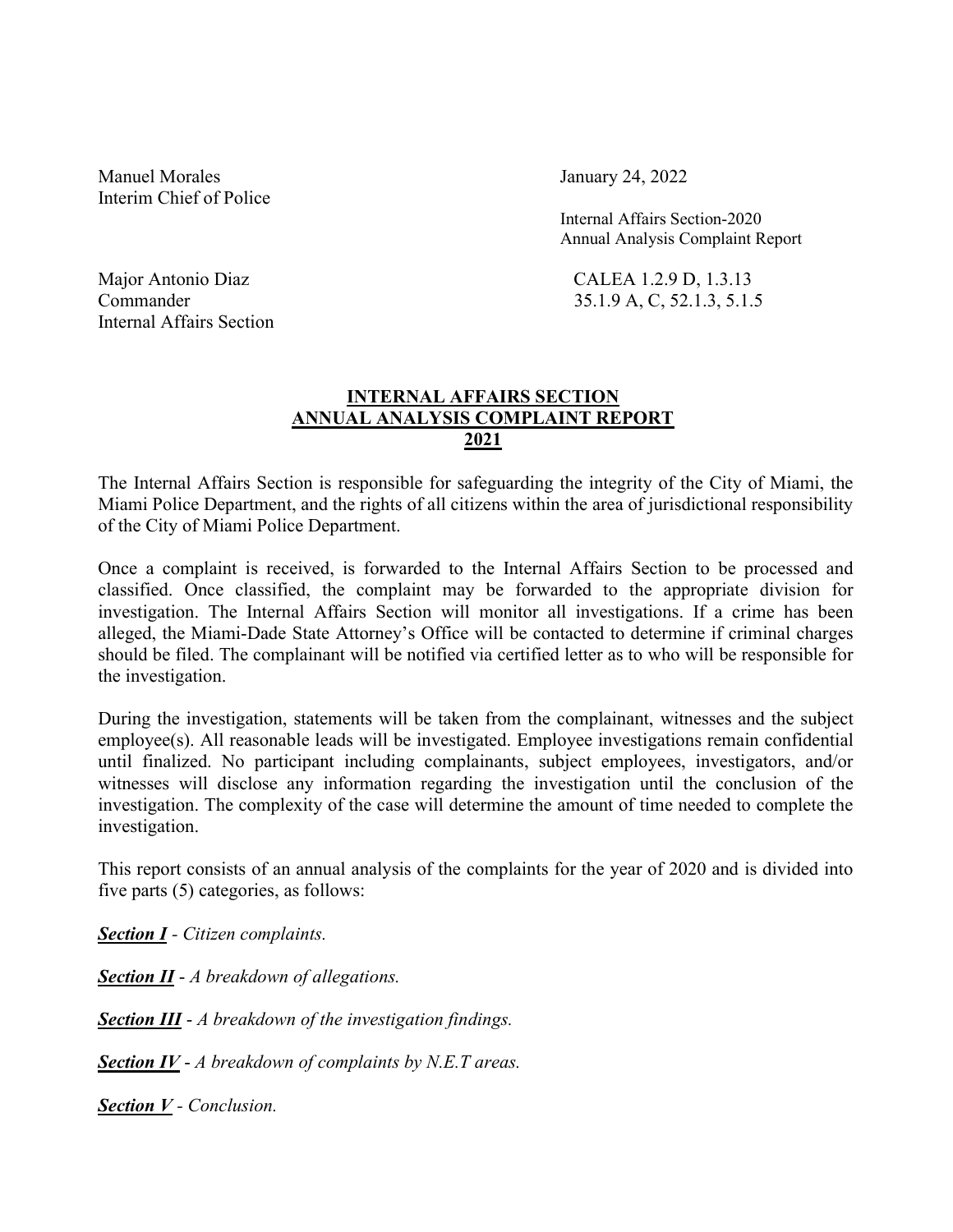Manuel Morales
Interim Chief of Police

January 24, 2022

Internal Affairs Section-2020
Annual Analysis Complaint Report

Major Antonio Diaz
Commander
Internal Affairs Section

CALEA 1.2.9 D, 1.3.13
35.1.9 A, C, 52.1.3, 5.1.5

# INTERNAL AFFAIRS SECTION ANNUAL ANALYSIS COMPLAINT REPORT 2021

The Internal Affairs Section is responsible for safeguarding the integrity of the City of Miami, the Miami Police Department, and the rights of all citizens within the area of jurisdictional responsibility of the City of Miami Police Department.

Once a complaint is received, is forwarded to the Internal Affairs Section to be processed and classified. Once classified, the complaint may be forwarded to the appropriate division for investigation. The Internal Affairs Section will monitor all investigations. If a crime has been alleged, the Miami-Dade State Attorney's Office will be contacted to determine if criminal charges should be filed. The complainant will be notified via certified letter as to who will be responsible for the investigation.

During the investigation, statements will be taken from the complainant, witnesses and the subject employee(s). All reasonable leads will be investigated. Employee investigations remain confidential until finalized. No participant including complainants, subject employees, investigators, and/or witnesses will disclose any information regarding the investigation until the conclusion of the investigation. The complexity of the case will determine the amount of time needed to complete the investigation.

This report consists of an annual analysis of the complaints for the year of 2020 and is divided into five parts (5) categories, as follows:

***Section I*** - *Citizen complaints.*

***Section II*** - *A breakdown of allegations.*

***Section III*** - *A breakdown of the investigation findings.*

***Section IV*** - *A breakdown of complaints by N.E.T areas.*

***Section V*** - *Conclusion.*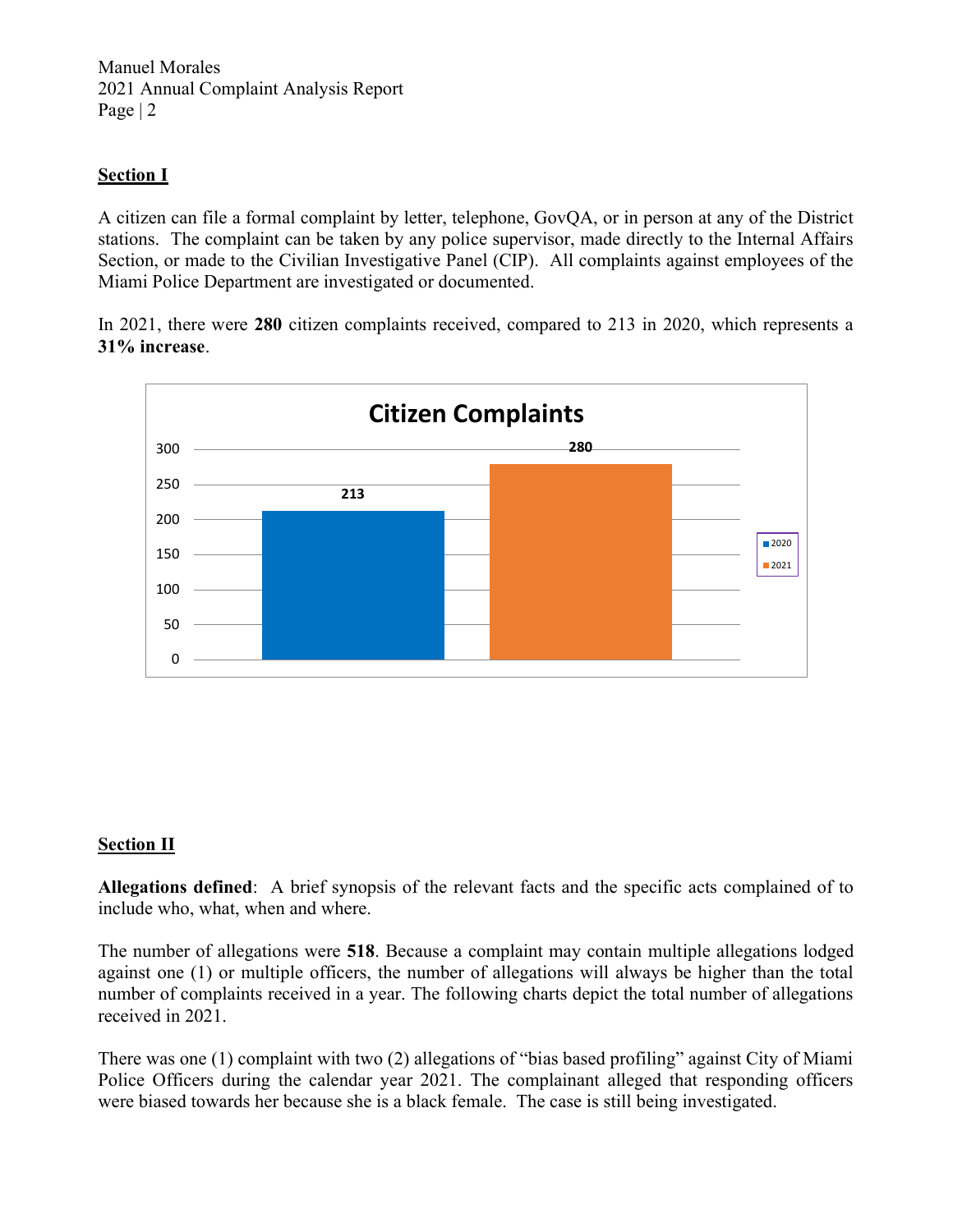## Section I

A citizen can file a formal complaint by letter, telephone, GovQA, or in person at any of the District stations. The complaint can be taken by any police supervisor, made directly to the Internal Affairs Section, or made to the Civilian Investigative Panel (CIP). All complaints against employees of the Miami Police Department are investigated or documented.

In 2021, there were **280** citizen complaints received, compared to 213 in 2020, which represents a **31% increase**.

**Citizen Complaints**

| Year | Citizen Complaints |
|---|---|
| 2020 | 213 |
| 2021 | 280 |

## Section II

**Allegations defined**: A brief synopsis of the relevant facts and the specific acts complained of to include who, what, when and where.

The number of allegations were **518**. Because a complaint may contain multiple allegations lodged against one (1) or multiple officers, the number of allegations will always be higher than the total number of complaints received in a year. The following charts depict the total number of allegations received in 2021.

There was one (1) complaint with two (2) allegations of "bias based profiling" against City of Miami Police Officers during the calendar year 2021. The complainant alleged that responding officers were biased towards her because she is a black female. The case is still being investigated.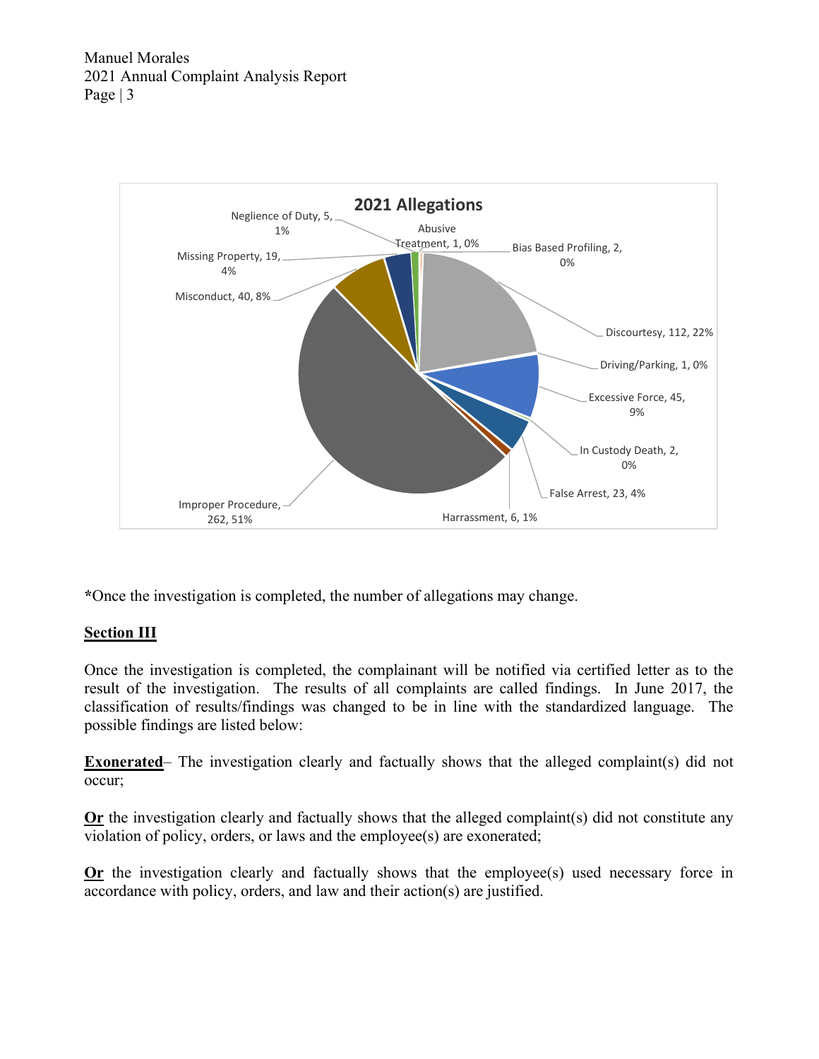**2021 Allegations**

| Allegation | Count | Percent |
|---|---|---|
| Abusive Treatment | 1 | 0% |
| Bias Based Profiling | 2 | 0% |
| Discourtesy | 112 | 22% |
| Driving/Parking | 1 | 0% |
| Excessive Force | 45 | 9% |
| In Custody Death | 2 | 0% |
| False Arrest | 23 | 4% |
| Harrassment | 6 | 1% |
| Improper Procedure | 262 | 51% |
| Misconduct | 40 | 8% |
| Missing Property | 19 | 4% |
| Neglience of Duty | 5 | 1% |

*Once the investigation is completed, the number of allegations may change.

## Section III

Once the investigation is completed, the complainant will be notified via certified letter as to the result of the investigation. The results of all complaints are called findings. In June 2017, the classification of results/findings was changed to be in line with the standardized language. The possible findings are listed below:

**Exonerated**– The investigation clearly and factually shows that the alleged complaint(s) did not occur;

**Or** the investigation clearly and factually shows that the alleged complaint(s) did not constitute any violation of policy, orders, or laws and the employee(s) are exonerated;

**Or** the investigation clearly and factually shows that the employee(s) used necessary force in accordance with policy, orders, and law and their action(s) are justified.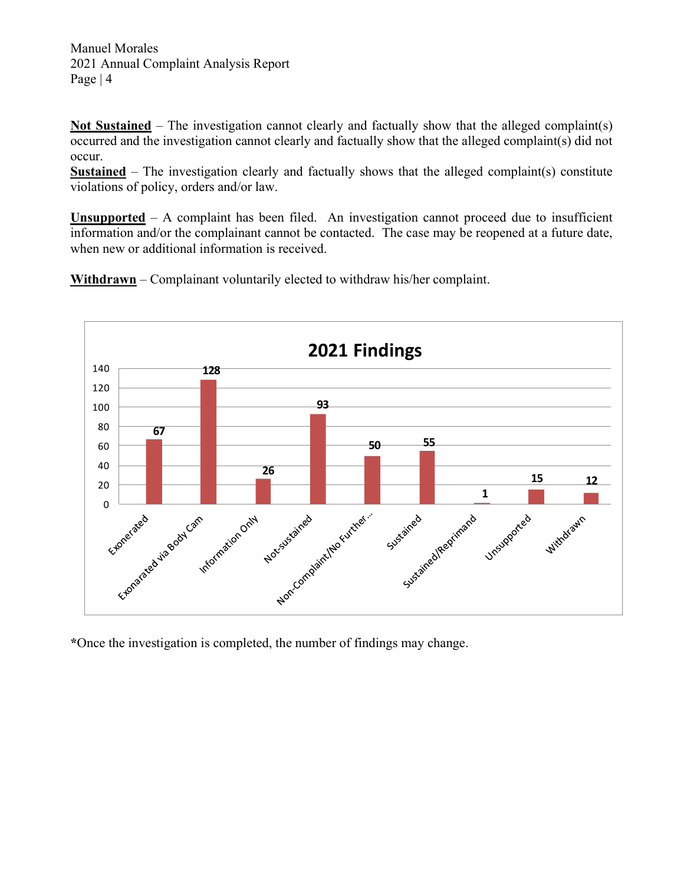**Not Sustained** – The investigation cannot clearly and factually show that the alleged complaint(s) occurred and the investigation cannot clearly and factually show that the alleged complaint(s) did not occur.

**Sustained** – The investigation clearly and factually shows that the alleged complaint(s) constitute violations of policy, orders and/or law.

**Unsupported** – A complaint has been filed. An investigation cannot proceed due to insufficient information and/or the complainant cannot be contacted. The case may be reopened at a future date, when new or additional information is received.

**Withdrawn** – Complainant voluntarily elected to withdraw his/her complaint.

**2021 Findings**

| Finding | Count |
|---|---|
| Exonerated | 67 |
| Exonarated via Body Cam | 128 |
| Information Only | 26 |
| Not-sustained | 93 |
| Non-Complaint/No Further... | 50 |
| Sustained | 55 |
| Sustained/Reprimand | 1 |
| Unsupported | 15 |
| Withdrawn | 12 |

***Once the investigation is completed, the number of findings may change.**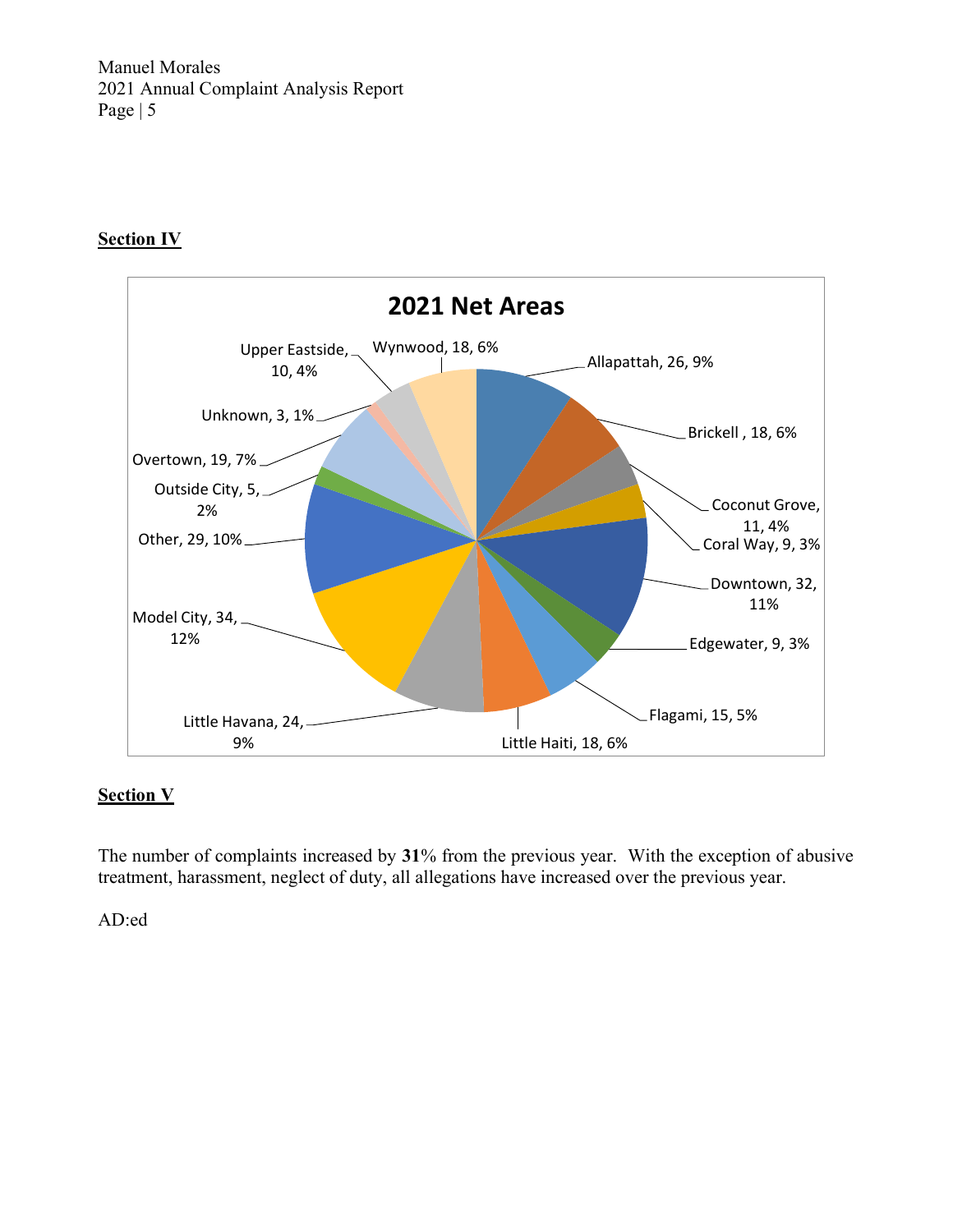## Section IV

2021 Net Areas

Allapattah, 26, 9%

Brickell , 18, 6%

Coconut Grove, 11, 4%

Coral Way, 9, 3%

Downtown, 32, 11%

Edgewater, 9, 3%

Flagami, 15, 5%

Little Haiti, 18, 6%

Little Havana, 24, 9%

Model City, 34, 12%

Other, 29, 10%

Outside City, 5, 2%

Overtown, 19, 7%

Unknown, 3, 1%

Upper Eastside, 10, 4%

Wynwood, 18, 6%

## Section V

The number of complaints increased by **31**% from the previous year. With the exception of abusive treatment, harassment, neglect of duty, all allegations have increased over the previous year.

AD:ed